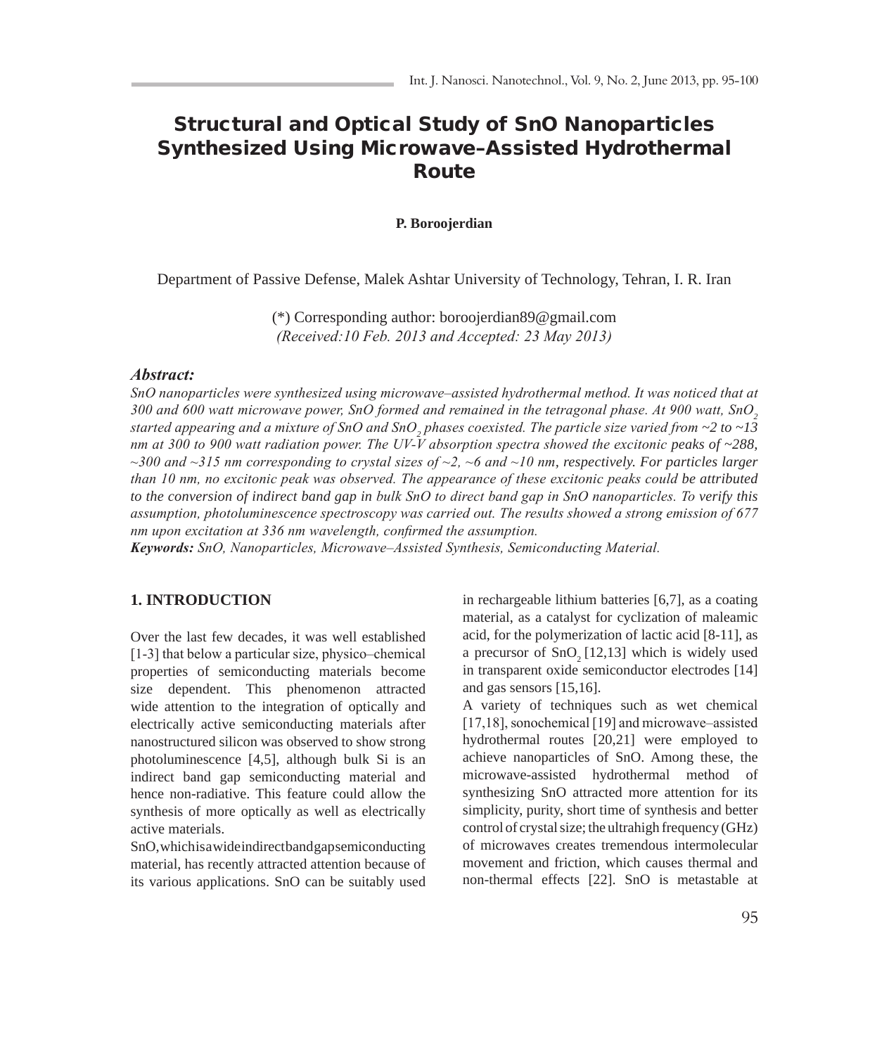# Structural and Optical Study of SnO Nanoparticles Synthesized Using Microwave–Assisted Hydrothermal Route

**P. Boroojerdian**

Department of Passive Defense, Malek Ashtar University of Technology, Tehran, I. R. Iran

(*) Corresponding author: boroojerdian89@gmail.com
*(Received:10 Feb. 2013 and Accepted: 23 May 2013)*

## *Abstract:*

*SnO nanoparticles were synthesized using microwave–assisted hydrothermal method. It was noticed that at 300 and 600 watt microwave power, SnO formed and remained in the tetragonal phase. At 900 watt, $SnO_2$ started appearing and a mixture of SnO and $SnO_2$ phases coexisted. The particle size varied from ~2 to ~13 nm at 300 to 900 watt radiation power. The UV-V absorption spectra showed the excitonic peaks of ~288, ~300 and ~315 nm corresponding to crystal sizes of ~2, ~6 and ~10 nm, respectively. For particles larger than 10 nm, no excitonic peak was observed. The appearance of these excitonic peaks could be attributed to the conversion of indirect band gap in bulk SnO to direct band gap in SnO nanoparticles. To verify this assumption, photoluminescence spectroscopy was carried out. The results showed a strong emission of 677 nm upon excitation at 336 nm wavelength, confirmed the assumption.*

***Keywords:*** *SnO, Nanoparticles, Microwave–Assisted Synthesis, Semiconducting Material.*

## 1. INTRODUCTION

Over the last few decades, it was well established [1-3] that below a particular size, physico–chemical properties of semiconducting materials become size dependent. This phenomenon attracted wide attention to the integration of optically and electrically active semiconducting materials after nanostructured silicon was observed to show strong photoluminescence [4,5], although bulk Si is an indirect band gap semiconducting material and hence non-radiative. This feature could allow the synthesis of more optically as well as electrically active materials.

SnO, which is a wide indirect band gap semiconducting material, has recently attracted attention because of its various applications. SnO can be suitably used in rechargeable lithium batteries [6,7], as a coating material, as a catalyst for cyclization of maleamic acid, for the polymerization of lactic acid [8-11], as a precursor of $SnO_2$ [12,13] which is widely used in transparent oxide semiconductor electrodes [14] and gas sensors [15,16].

A variety of techniques such as wet chemical [17,18], sonochemical [19] and microwave–assisted hydrothermal routes [20,21] were employed to achieve nanoparticles of SnO. Among these, the microwave-assisted hydrothermal method of synthesizing SnO attracted more attention for its simplicity, purity, short time of synthesis and better control of crystal size; the ultrahigh frequency (GHz) of microwaves creates tremendous intermolecular movement and friction, which causes thermal and non-thermal effects [22]. SnO is metastable at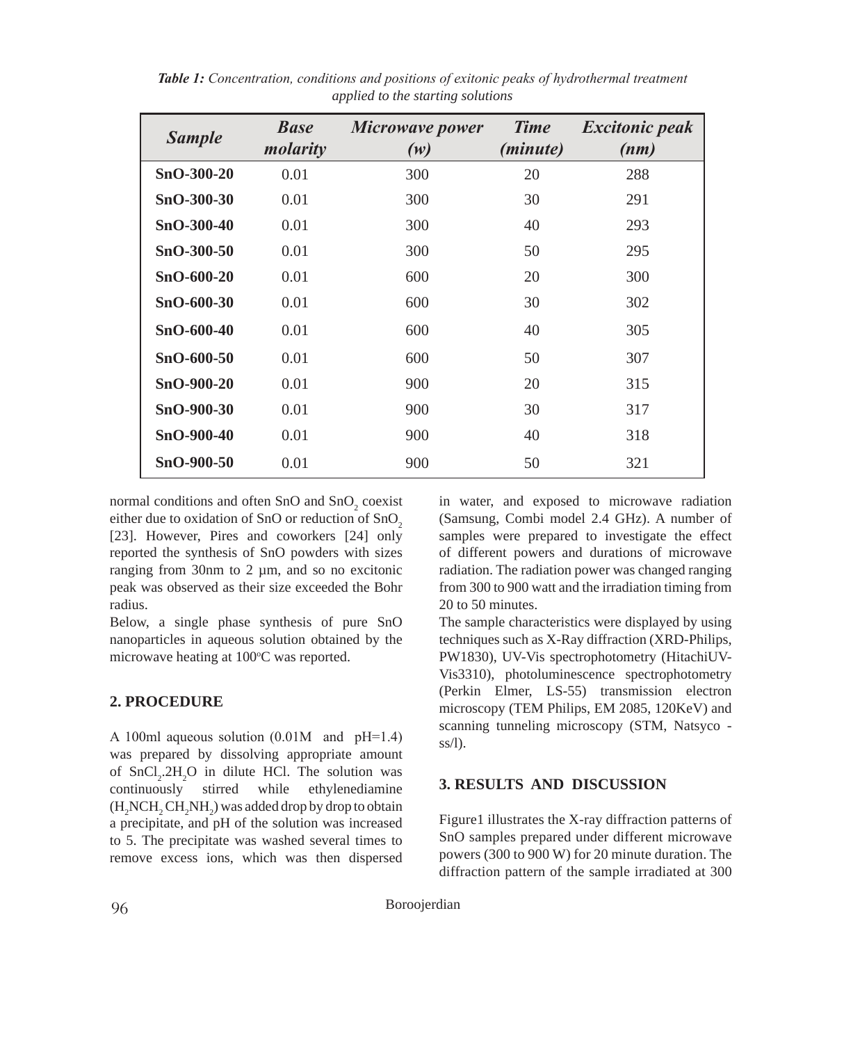***Table 1:*** *Concentration, conditions and positions of exitonic peaks of hydrothermal treatment applied to the starting solutions*

| *Sample* | *Base molarity* | *Microwave power (w)* | *Time (minute)* | *Excitonic peak (nm)* |
|---|---|---|---|---|
| **SnO-300-20** | 0.01 | 300 | 20 | 288 |
| **SnO-300-30** | 0.01 | 300 | 30 | 291 |
| **SnO-300-40** | 0.01 | 300 | 40 | 293 |
| **SnO-300-50** | 0.01 | 300 | 50 | 295 |
| **SnO-600-20** | 0.01 | 600 | 20 | 300 |
| **SnO-600-30** | 0.01 | 600 | 30 | 302 |
| **SnO-600-40** | 0.01 | 600 | 40 | 305 |
| **SnO-600-50** | 0.01 | 600 | 50 | 307 |
| **SnO-900-20** | 0.01 | 900 | 20 | 315 |
| **SnO-900-30** | 0.01 | 900 | 30 | 317 |
| **SnO-900-40** | 0.01 | 900 | 40 | 318 |
| **SnO-900-50** | 0.01 | 900 | 50 | 321 |

normal conditions and often SnO and $SnO_2$ coexist either due to oxidation of SnO or reduction of $SnO_2$ [23]. However, Pires and coworkers [24] only reported the synthesis of SnO powders with sizes ranging from 30nm to 2 µm, and so no excitonic peak was observed as their size exceeded the Bohr radius.

Below, a single phase synthesis of pure SnO nanoparticles in aqueous solution obtained by the microwave heating at 100°C was reported.

## 2. PROCEDURE

A 100ml aqueous solution (0.01M and pH=1.4) was prepared by dissolving appropriate amount of $SnCl_2.2H_2O$ in dilute HCl. The solution was continuously stirred while ethylenediamine ($H_2NCH_2CH_2NH_2$) was added drop by drop to obtain a precipitate, and pH of the solution was increased to 5. The precipitate was washed several times to remove excess ions, which was then dispersed in water, and exposed to microwave radiation (Samsung, Combi model 2.4 GHz). A number of samples were prepared to investigate the effect of different powers and durations of microwave radiation. The radiation power was changed ranging from 300 to 900 watt and the irradiation timing from 20 to 50 minutes.

The sample characteristics were displayed by using techniques such as X-Ray diffraction (XRD-Philips, PW1830), UV-Vis spectrophotometry (HitachiUV-Vis3310), photoluminescence spectrophotometry (Perkin Elmer, LS-55) transmission electron microscopy (TEM Philips, EM 2085, 120KeV) and scanning tunneling microscopy (STM, Natsyco - ss/l).

## 3. RESULTS AND DISCUSSION

Figure1 illustrates the X-ray diffraction patterns of SnO samples prepared under different microwave powers (300 to 900 W) for 20 minute duration. The diffraction pattern of the sample irradiated at 300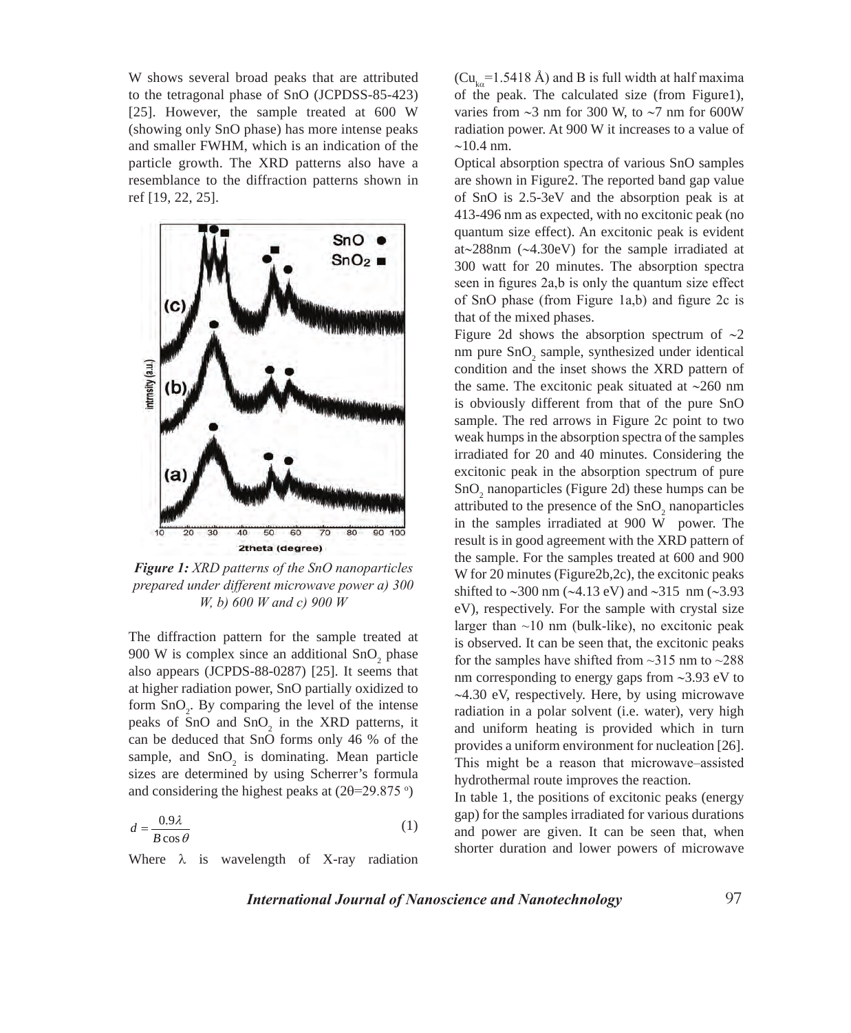W shows several broad peaks that are attributed to the tetragonal phase of SnO (JCPDSS-85-423) [25]. However, the sample treated at 600 W (showing only SnO phase) has more intense peaks and smaller FWHM, which is an indication of the particle growth. The XRD patterns also have a resemblance to the diffraction patterns shown in ref [19, 22, 25].

*Figure 1: XRD patterns of the SnO nanoparticles prepared under different microwave power a) 300 W, b) 600 W and c) 900 W*

The diffraction pattern for the sample treated at 900 W is complex since an additional $SnO_2$ phase also appears (JCPDS-88-0287) [25]. It seems that at higher radiation power, SnO partially oxidized to form $SnO_2$. By comparing the level of the intense peaks of SnO and $SnO_2$ in the XRD patterns, it can be deduced that SnO forms only 46 % of the sample, and $SnO_2$ is dominating. Mean particle sizes are determined by using Scherrer's formula and considering the highest peaks at ($2\theta$=29.875 °)

$$d = \frac{0.9\lambda}{B\cos\theta} \quad (1)$$

Where $\lambda$ is wavelength of X-ray radiation ($Cu_{k\alpha}$=1.5418 Å) and B is full width at half maxima of the peak. The calculated size (from Figure1), varies from ~3 nm for 300 W, to ~7 nm for 600W radiation power. At 900 W it increases to a value of ~10.4 nm.

Optical absorption spectra of various SnO samples are shown in Figure2. The reported band gap value of SnO is 2.5-3eV and the absorption peak is at 413-496 nm as expected, with no excitonic peak (no quantum size effect). An excitonic peak is evident at~288nm (~4.30eV) for the sample irradiated at 300 watt for 20 minutes. The absorption spectra seen in figures 2a,b is only the quantum size effect of SnO phase (from Figure 1a,b) and figure 2c is that of the mixed phases.

Figure 2d shows the absorption spectrum of ~2 nm pure $SnO_2$ sample, synthesized under identical condition and the inset shows the XRD pattern of the same. The excitonic peak situated at ~260 nm is obviously different from that of the pure SnO sample. The red arrows in Figure 2c point to two weak humps in the absorption spectra of the samples irradiated for 20 and 40 minutes. Considering the excitonic peak in the absorption spectrum of pure $SnO_2$ nanoparticles (Figure 2d) these humps can be attributed to the presence of the $SnO_2$ nanoparticles in the samples irradiated at 900 W power. The result is in good agreement with the XRD pattern of the sample. For the samples treated at 600 and 900 W for 20 minutes (Figure2b,2c), the excitonic peaks shifted to ~300 nm (~4.13 eV) and ~315 nm (~3.93 eV), respectively. For the sample with crystal size larger than ~10 nm (bulk-like), no excitonic peak is observed. It can be seen that, the excitonic peaks for the samples have shifted from ~315 nm to ~288 nm corresponding to energy gaps from ~3.93 eV to ~4.30 eV, respectively. Here, by using microwave radiation in a polar solvent (i.e. water), very high and uniform heating is provided which in turn provides a uniform environment for nucleation [26]. This might be a reason that microwave–assisted hydrothermal route improves the reaction.

In table 1, the positions of excitonic peaks (energy gap) for the samples irradiated for various durations and power are given. It can be seen that, when shorter duration and lower powers of microwave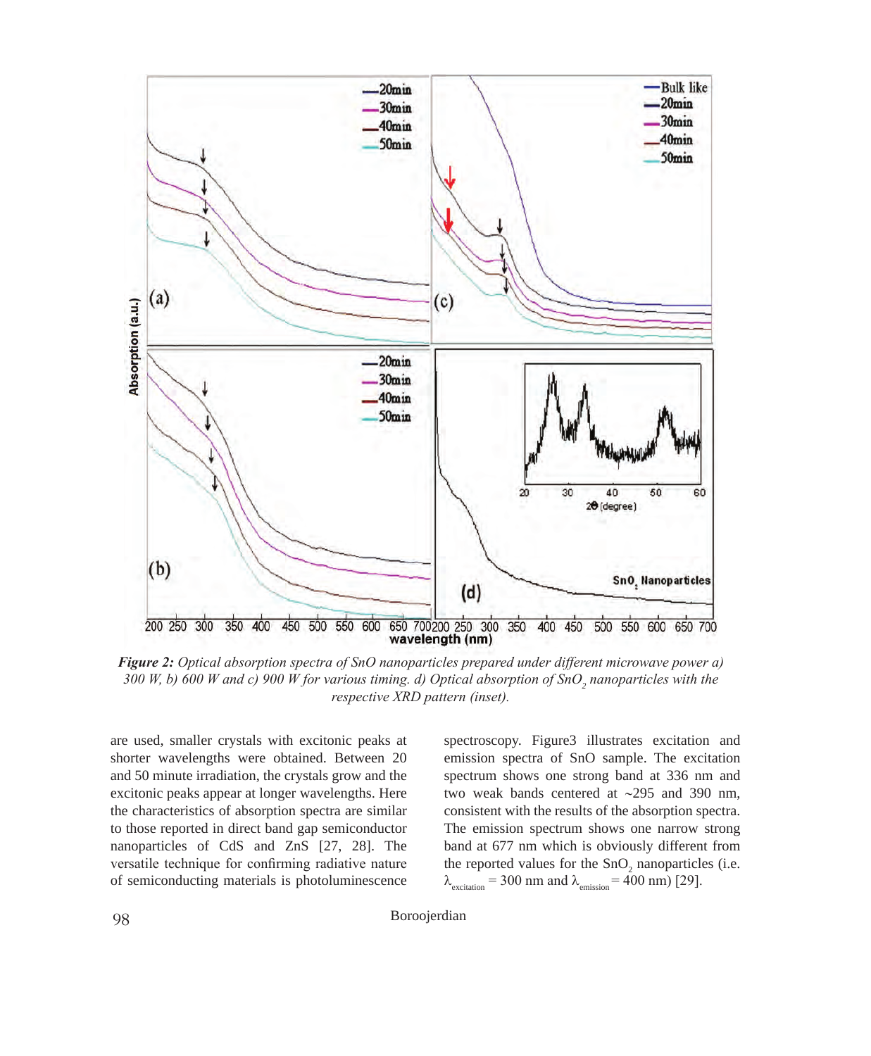***Figure 2:** Optical absorption spectra of SnO nanoparticles prepared under different microwave power a) 300 W, b) 600 W and c) 900 W for various timing. d) Optical absorption of $SnO_2$ nanoparticles with the respective XRD pattern (inset).*

are used, smaller crystals with excitonic peaks at shorter wavelengths were obtained. Between 20 and 50 minute irradiation, the crystals grow and the excitonic peaks appear at longer wavelengths. Here the characteristics of absorption spectra are similar to those reported in direct band gap semiconductor nanoparticles of CdS and ZnS [27, 28]. The versatile technique for confirming radiative nature of semiconducting materials is photoluminescence spectroscopy. Figure3 illustrates excitation and emission spectra of SnO sample. The excitation spectrum shows one strong band at 336 nm and two weak bands centered at ~295 and 390 nm, consistent with the results of the absorption spectra. The emission spectrum shows one narrow strong band at 677 nm which is obviously different from the reported values for the $SnO_2$ nanoparticles (i.e. $\lambda_{excitation}$ = 300 nm and $\lambda_{emission}$ = 400 nm) [29].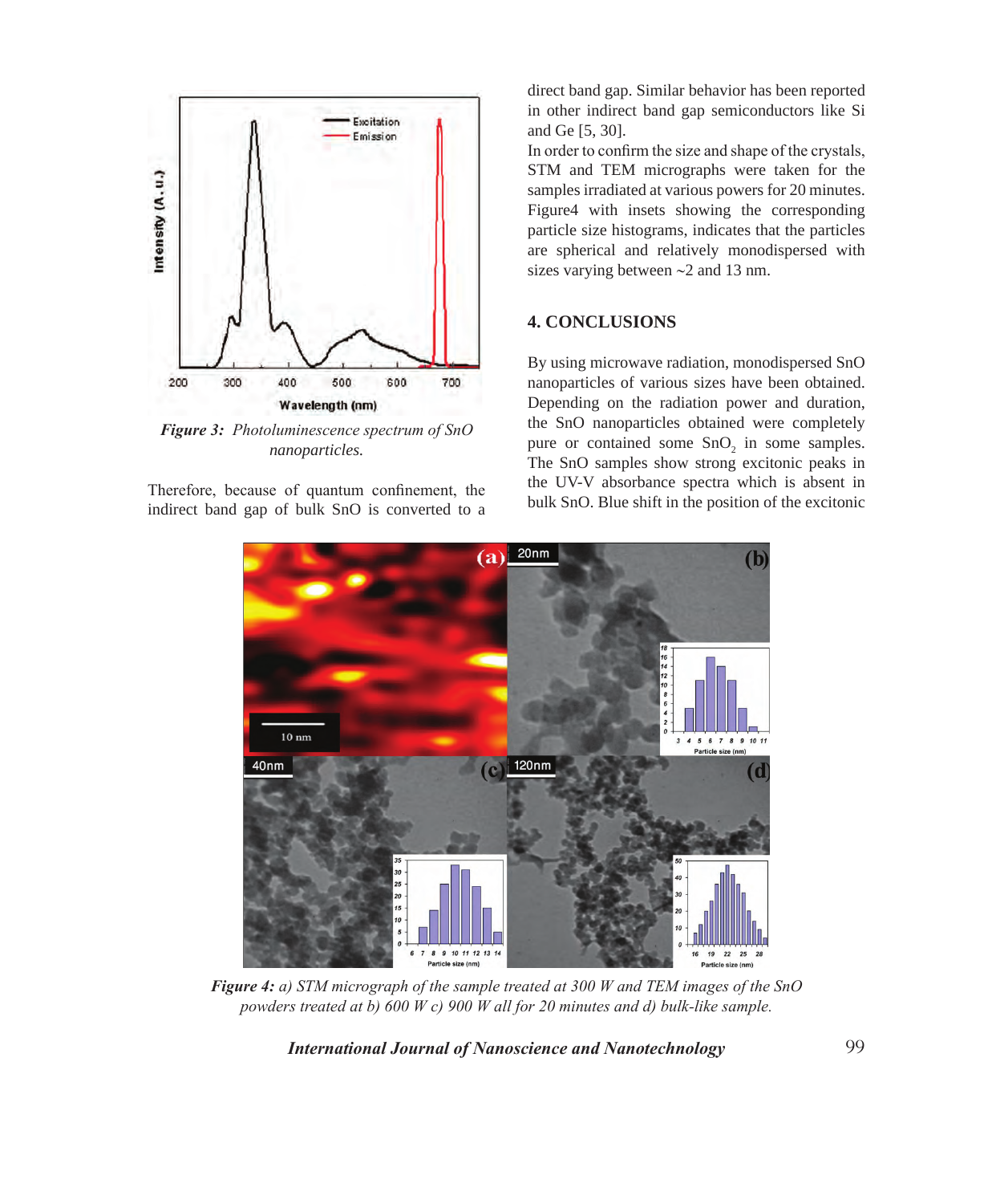*Figure 3: Photoluminescence spectrum of SnO nanoparticles.*

Therefore, because of quantum confinement, the indirect band gap of bulk SnO is converted to a direct band gap. Similar behavior has been reported in other indirect band gap semiconductors like Si and Ge [5, 30].

In order to confirm the size and shape of the crystals, STM and TEM micrographs were taken for the samples irradiated at various powers for 20 minutes. Figure4 with insets showing the corresponding particle size histograms, indicates that the particles are spherical and relatively monodispersed with sizes varying between ~2 and 13 nm.

## 4. CONCLUSIONS

By using microwave radiation, monodispersed SnO nanoparticles of various sizes have been obtained. Depending on the radiation power and duration, the SnO nanoparticles obtained were completely pure or contained some $SnO_2$ in some samples. The SnO samples show strong excitonic peaks in the UV-V absorbance spectra which is absent in bulk SnO. Blue shift in the position of the excitonic

***Figure 4:*** *a) STM micrograph of the sample treated at 300 W and TEM images of the SnO powders treated at b) 600 W c) 900 W all for 20 minutes and d) bulk-like sample.*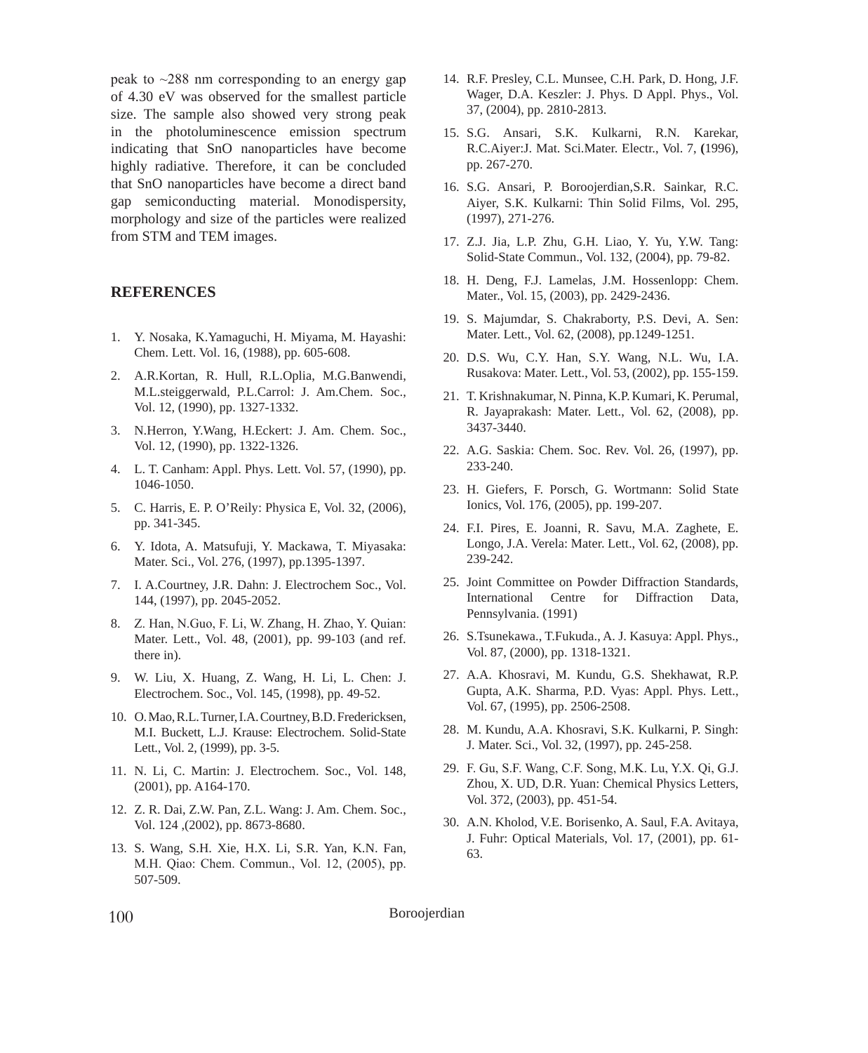peak to ~288 nm corresponding to an energy gap of 4.30 eV was observed for the smallest particle size. The sample also showed very strong peak in the photoluminescence emission spectrum indicating that SnO nanoparticles have become highly radiative. Therefore, it can be concluded that SnO nanoparticles have become a direct band gap semiconducting material. Monodispersity, morphology and size of the particles were realized from STM and TEM images.

## REFERENCES

1. Y. Nosaka, K.Yamaguchi, H. Miyama, M. Hayashi: Chem. Lett. Vol. 16, (1988), pp. 605-608.
2. A.R.Kortan, R. Hull, R.L.Oplia, M.G.Banwendi, M.L.steiggerwald, P.L.Carrol: J. Am.Chem. Soc., Vol. 12, (1990), pp. 1327-1332.
3. N.Herron, Y.Wang, H.Eckert: J. Am. Chem. Soc., Vol. 12, (1990), pp. 1322-1326.
4. L. T. Canham: Appl. Phys. Lett. Vol. 57, (1990), pp. 1046-1050.
5. C. Harris, E. P. O'Reily: Physica E, Vol. 32, (2006), pp. 341-345.
6. Y. Idota, A. Matsufuji, Y. Mackawa, T. Miyasaka: Mater. Sci., Vol. 276, (1997), pp.1395-1397.
7. I. A.Courtney, J.R. Dahn: J. Electrochem Soc., Vol. 144, (1997), pp. 2045-2052.
8. Z. Han, N.Guo, F. Li, W. Zhang, H. Zhao, Y. Quian: Mater. Lett., Vol. 48, (2001), pp. 99-103 (and ref. there in).
9. W. Liu, X. Huang, Z. Wang, H. Li, L. Chen: J. Electrochem. Soc., Vol. 145, (1998), pp. 49-52.
10. O.Mao, R.L.Turner, I.A.Courtney, B.D.Fredericksen, M.I. Buckett, L.J. Krause: Electrochem. Solid-State Lett., Vol. 2, (1999), pp. 3-5.
11. N. Li, C. Martin: J. Electrochem. Soc., Vol. 148, (2001), pp. A164-170.
12. Z. R. Dai, Z.W. Pan, Z.L. Wang: J. Am. Chem. Soc., Vol. 124 ,(2002), pp. 8673-8680.
13. S. Wang, S.H. Xie, H.X. Li, S.R. Yan, K.N. Fan, M.H. Qiao: Chem. Commun., Vol. 12, (2005), pp. 507-509.
14. R.F. Presley, C.L. Munsee, C.H. Park, D. Hong, J.F. Wager, D.A. Keszler: J. Phys. D Appl. Phys., Vol. 37, (2004), pp. 2810-2813.
15. S.G. Ansari, S.K. Kulkarni, R.N. Karekar, R.C.Aiyer:J. Mat. Sci.Mater. Electr., Vol. 7, (1996), pp. 267-270.
16. S.G. Ansari, P. Boroojerdian,S.R. Sainkar, R.C. Aiyer, S.K. Kulkarni: Thin Solid Films, Vol. 295, (1997), 271-276.
17. Z.J. Jia, L.P. Zhu, G.H. Liao, Y. Yu, Y.W. Tang: Solid-State Commun., Vol. 132, (2004), pp. 79-82.
18. H. Deng, F.J. Lamelas, J.M. Hossenlopp: Chem. Mater., Vol. 15, (2003), pp. 2429-2436.
19. S. Majumdar, S. Chakraborty, P.S. Devi, A. Sen: Mater. Lett., Vol. 62, (2008), pp.1249-1251.
20. D.S. Wu, C.Y. Han, S.Y. Wang, N.L. Wu, I.A. Rusakova: Mater. Lett., Vol. 53, (2002), pp. 155-159.
21. T. Krishnakumar, N. Pinna, K.P. Kumari, K. Perumal, R. Jayaprakash: Mater. Lett., Vol. 62, (2008), pp. 3437-3440.
22. A.G. Saskia: Chem. Soc. Rev. Vol. 26, (1997), pp. 233-240.
23. H. Giefers, F. Porsch, G. Wortmann: Solid State Ionics, Vol. 176, (2005), pp. 199-207.
24. F.I. Pires, E. Joanni, R. Savu, M.A. Zaghete, E. Longo, J.A. Verela: Mater. Lett., Vol. 62, (2008), pp. 239-242.
25. Joint Committee on Powder Diffraction Standards, International Centre for Diffraction Data, Pennsylvania. (1991)
26. S.Tsunekawa., T.Fukuda., A. J. Kasuya: Appl. Phys., Vol. 87, (2000), pp. 1318-1321.
27. A.A. Khosravi, M. Kundu, G.S. Shekhawat, R.P. Gupta, A.K. Sharma, P.D. Vyas: Appl. Phys. Lett., Vol. 67, (1995), pp. 2506-2508.
28. M. Kundu, A.A. Khosravi, S.K. Kulkarni, P. Singh: J. Mater. Sci., Vol. 32, (1997), pp. 245-258.
29. F. Gu, S.F. Wang, C.F. Song, M.K. Lu, Y.X. Qi, G.J. Zhou, X. UD, D.R. Yuan: Chemical Physics Letters, Vol. 372, (2003), pp. 451-54.
30. A.N. Kholod, V.E. Borisenko, A. Saul, F.A. Avitaya, J. Fuhr: Optical Materials, Vol. 17, (2001), pp. 61-63.